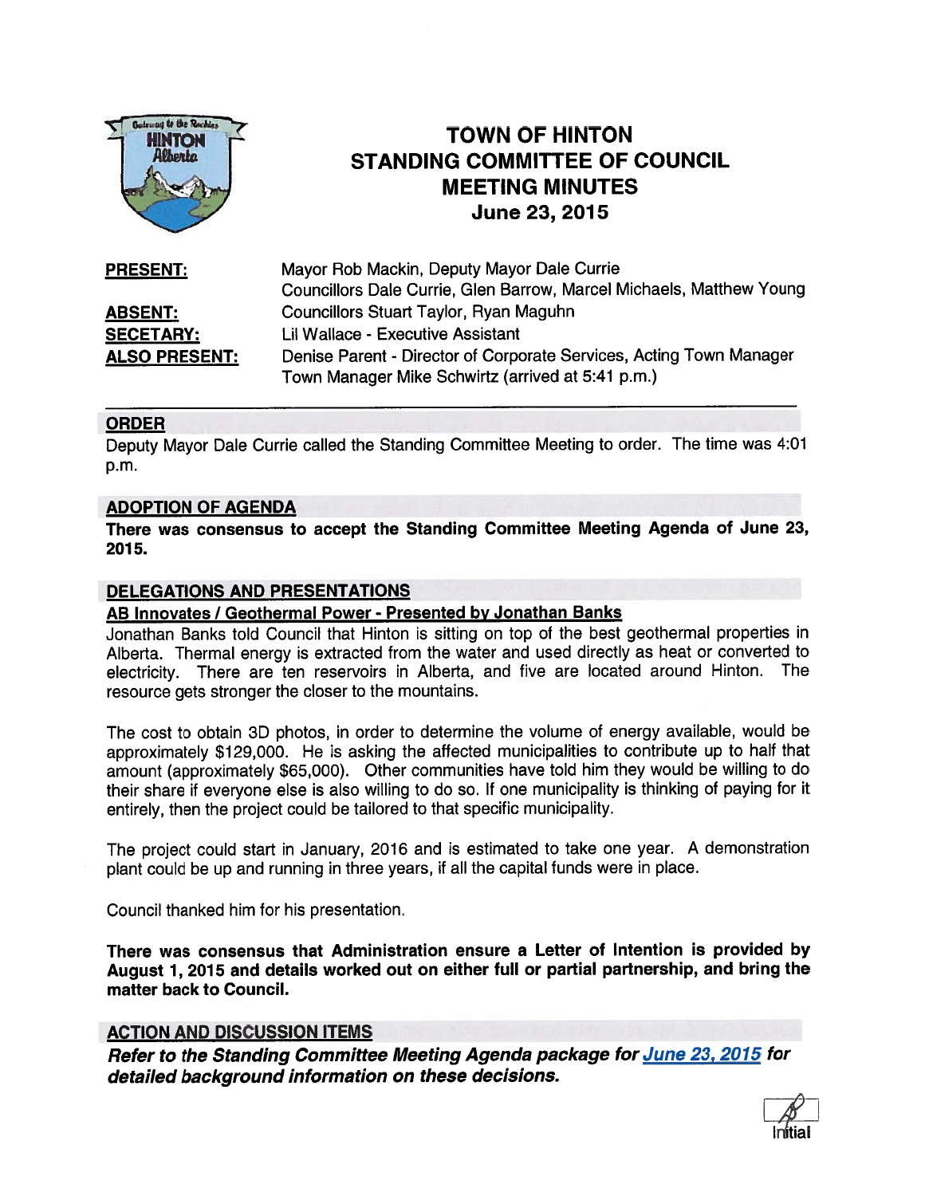# TOWN OF HINTON
## STANDING COMMITTEE OF COUNCIL
## MEETING MINUTES
## June 23, 2015

| | |
|---|---|
| **PRESENT:** | Mayor Rob Mackin, Deputy Mayor Dale Currie<br>Councillors Dale Currie, Glen Barrow, Marcel Michaels, Matthew Young |
| **ABSENT:** | Councillors Stuart Taylor, Ryan Maguhn |
| **SECETARY:** | Lil Wallace - Executive Assistant |
| **ALSO PRESENT:** | Denise Parent - Director of Corporate Services, Acting Town Manager<br>Town Manager Mike Schwirtz (arrived at 5:41 p.m.) |

### ORDER

Deputy Mayor Dale Currie called the Standing Committee Meeting to order. The time was 4:01 p.m.

### ADOPTION OF AGENDA

**There was consensus to accept the Standing Committee Meeting Agenda of June 23, 2015.**

### DELEGATIONS AND PRESENTATIONS

**AB Innovates / Geothermal Power - Presented by Jonathan Banks**

Jonathan Banks told Council that Hinton is sitting on top of the best geothermal properties in Alberta. Thermal energy is extracted from the water and used directly as heat or converted to electricity. There are ten reservoirs in Alberta, and five are located around Hinton. The resource gets stronger the closer to the mountains.

The cost to obtain 3D photos, in order to determine the volume of energy available, would be approximately $129,000. He is asking the affected municipalities to contribute up to half that amount (approximately $65,000). Other communities have told him they would be willing to do their share if everyone else is also willing to do so. If one municipality is thinking of paying for it entirely, then the project could be tailored to that specific municipality.

The project could start in January, 2016 and is estimated to take one year. A demonstration plant could be up and running in three years, if all the capital funds were in place.

Council thanked him for his presentation.

**There was consensus that Administration ensure a Letter of Intention is provided by August 1, 2015 and details worked out on either full or partial partnership, and bring the matter back to Council.**

### ACTION AND DISCUSSION ITEMS

***Refer to the Standing Committee Meeting Agenda package for June 23, 2015 for detailed background information on these decisions.***

Initial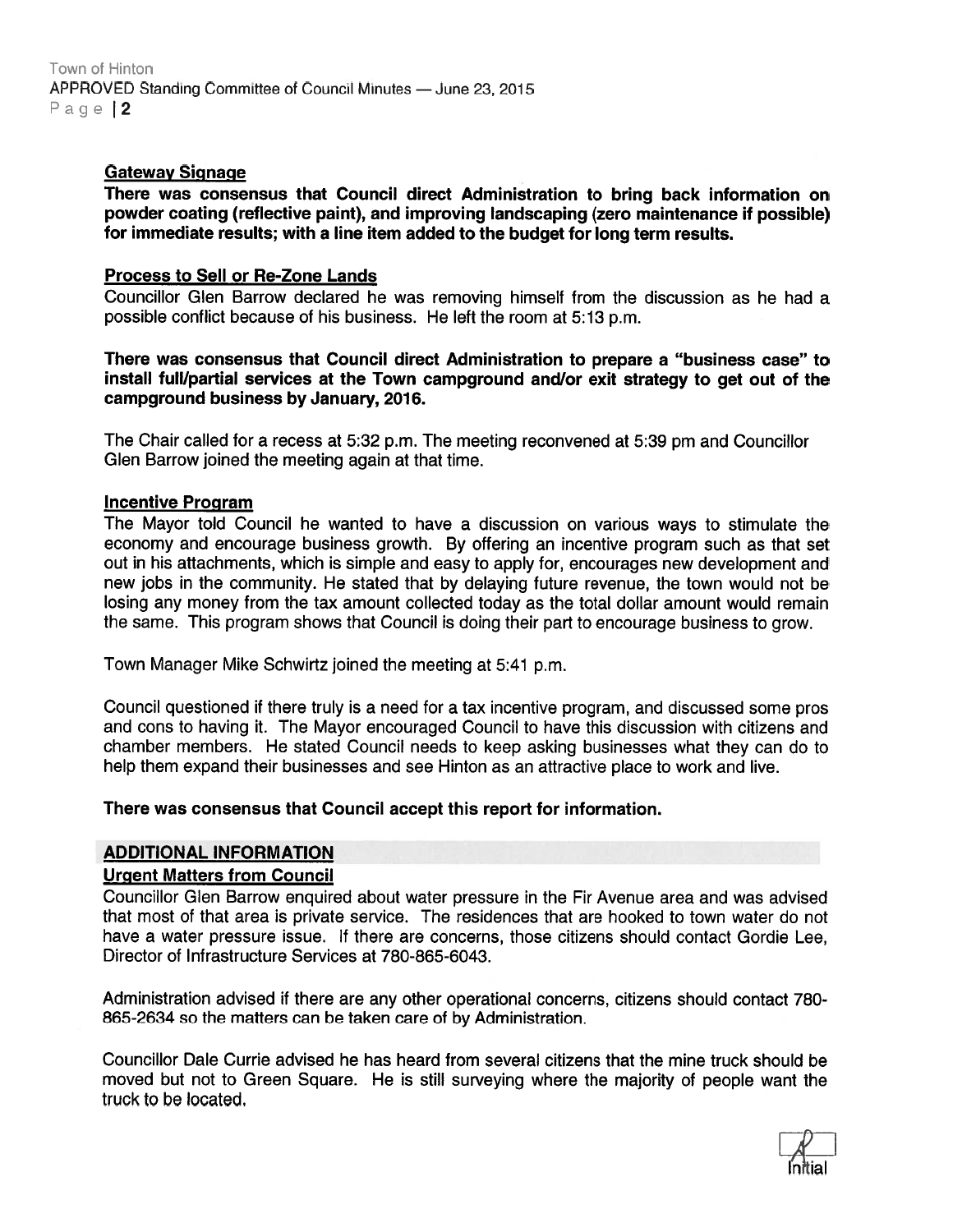**Gateway Signage**

**There was consensus that Council direct Administration to bring back information on powder coating (reflective paint), and improving landscaping (zero maintenance if possible) for immediate results; with a line item added to the budget for long term results.**

**Process to Sell or Re-Zone Lands**

Councillor Glen Barrow declared he was removing himself from the discussion as he had a possible conflict because of his business. He left the room at 5:13 p.m.

**There was consensus that Council direct Administration to prepare a "business case" to install full/partial services at the Town campground and/or exit strategy to get out of the campground business by January, 2016.**

The Chair called for a recess at 5:32 p.m. The meeting reconvened at 5:39 pm and Councillor Glen Barrow joined the meeting again at that time.

**Incentive Program**

The Mayor told Council he wanted to have a discussion on various ways to stimulate the economy and encourage business growth. By offering an incentive program such as that set out in his attachments, which is simple and easy to apply for, encourages new development and new jobs in the community. He stated that by delaying future revenue, the town would not be losing any money from the tax amount collected today as the total dollar amount would remain the same. This program shows that Council is doing their part to encourage business to grow.

Town Manager Mike Schwirtz joined the meeting at 5:41 p.m.

Council questioned if there truly is a need for a tax incentive program, and discussed some pros and cons to having it. The Mayor encouraged Council to have this discussion with citizens and chamber members. He stated Council needs to keep asking businesses what they can do to help them expand their businesses and see Hinton as an attractive place to work and live.

**There was consensus that Council accept this report for information.**

## ADDITIONAL INFORMATION

**Urgent Matters from Council**

Councillor Glen Barrow enquired about water pressure in the Fir Avenue area and was advised that most of that area is private service. The residences that are hooked to town water do not have a water pressure issue. If there are concerns, those citizens should contact Gordie Lee, Director of Infrastructure Services at 780-865-6043.

Administration advised if there are any other operational concerns, citizens should contact 780-865-2634 so the matters can be taken care of by Administration.

Councillor Dale Currie advised he has heard from several citizens that the mine truck should be moved but not to Green Square. He is still surveying where the majority of people want the truck to be located.

Initial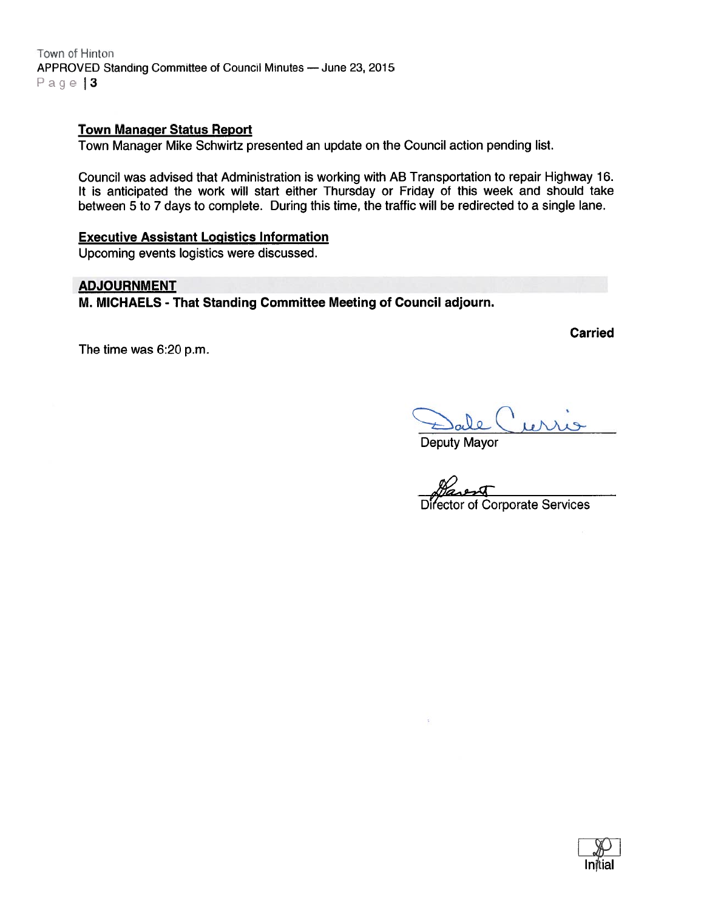**Town Manager Status Report**

Town Manager Mike Schwirtz presented an update on the Council action pending list.

Council was advised that Administration is working with AB Transportation to repair Highway 16. It is anticipated the work will start either Thursday or Friday of this week and should take between 5 to 7 days to complete. During this time, the traffic will be redirected to a single lane.

**Executive Assistant Logistics Information**

Upcoming events logistics were discussed.

**ADJOURNMENT**

**M. MICHAELS - That Standing Committee Meeting of Council adjourn.**

**Carried**

The time was 6:20 p.m.

Deputy Mayor

Director of Corporate Services

Initial